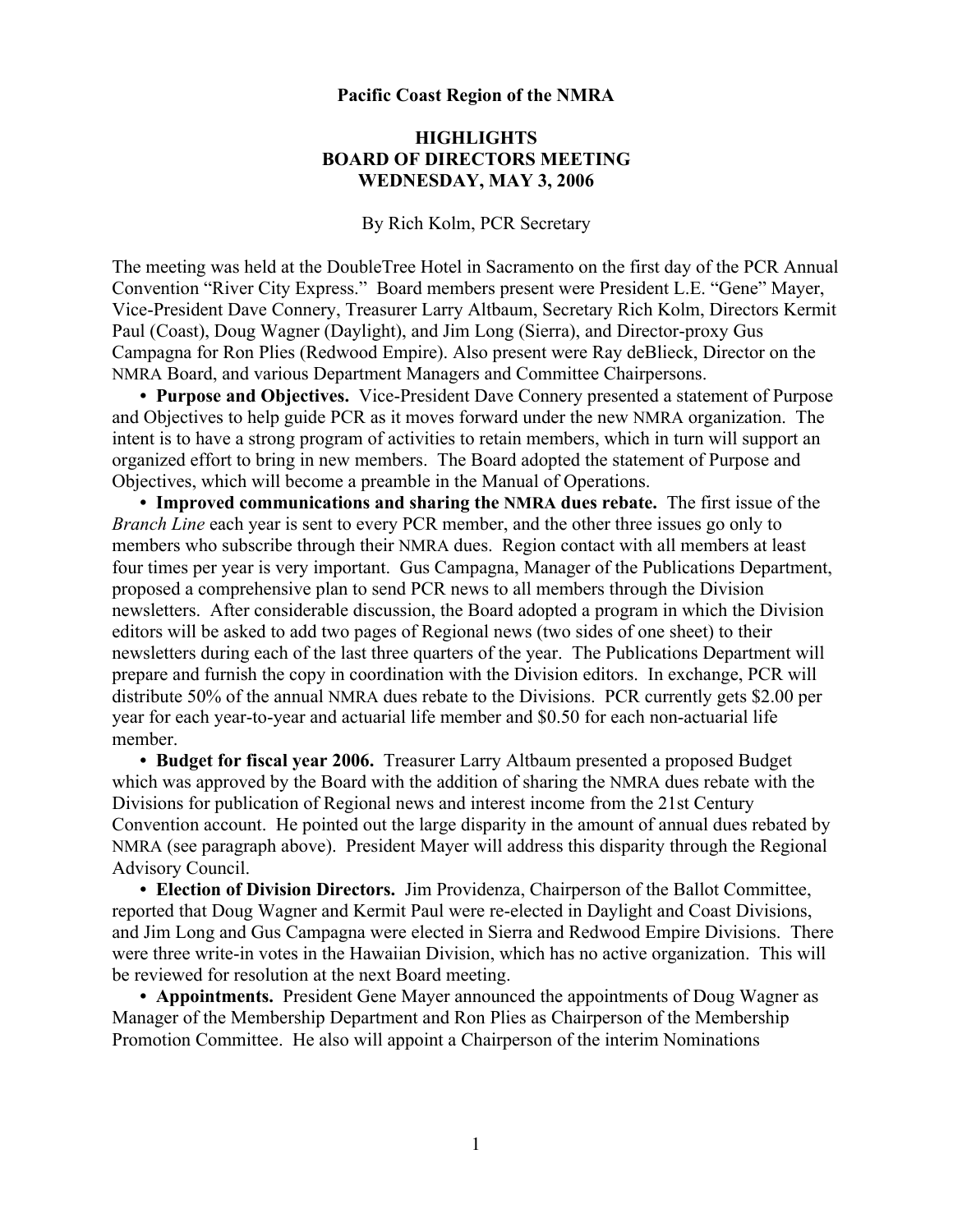**Pacific Coast Region of the NMRA**

# HIGHLIGHTS
# BOARD OF DIRECTORS MEETING
# WEDNESDAY, MAY 3, 2006

By Rich Kolm, PCR Secretary

The meeting was held at the DoubleTree Hotel in Sacramento on the first day of the PCR Annual Convention "River City Express." Board members present were President L.E. "Gene" Mayer, Vice-President Dave Connery, Treasurer Larry Altbaum, Secretary Rich Kolm, Directors Kermit Paul (Coast), Doug Wagner (Daylight), and Jim Long (Sierra), and Director-proxy Gus Campagna for Ron Plies (Redwood Empire). Also present were Ray deBlieck, Director on the NMRA Board, and various Department Managers and Committee Chairpersons.

- **Purpose and Objectives.** Vice-President Dave Connery presented a statement of Purpose and Objectives to help guide PCR as it moves forward under the new NMRA organization. The intent is to have a strong program of activities to retain members, which in turn will support an organized effort to bring in new members. The Board adopted the statement of Purpose and Objectives, which will become a preamble in the Manual of Operations.

- **Improved communications and sharing the NMRA dues rebate.** The first issue of the *Branch Line* each year is sent to every PCR member, and the other three issues go only to members who subscribe through their NMRA dues. Region contact with all members at least four times per year is very important. Gus Campagna, Manager of the Publications Department, proposed a comprehensive plan to send PCR news to all members through the Division newsletters. After considerable discussion, the Board adopted a program in which the Division editors will be asked to add two pages of Regional news (two sides of one sheet) to their newsletters during each of the last three quarters of the year. The Publications Department will prepare and furnish the copy in coordination with the Division editors. In exchange, PCR will distribute 50% of the annual NMRA dues rebate to the Divisions. PCR currently gets $2.00 per year for each year-to-year and actuarial life member and $0.50 for each non-actuarial life member.

- **Budget for fiscal year 2006.** Treasurer Larry Altbaum presented a proposed Budget which was approved by the Board with the addition of sharing the NMRA dues rebate with the Divisions for publication of Regional news and interest income from the 21st Century Convention account. He pointed out the large disparity in the amount of annual dues rebated by NMRA (see paragraph above). President Mayer will address this disparity through the Regional Advisory Council.

- **Election of Division Directors.** Jim Providenza, Chairperson of the Ballot Committee, reported that Doug Wagner and Kermit Paul were re-elected in Daylight and Coast Divisions, and Jim Long and Gus Campagna were elected in Sierra and Redwood Empire Divisions. There were three write-in votes in the Hawaiian Division, which has no active organization. This will be reviewed for resolution at the next Board meeting.

- **Appointments.** President Gene Mayer announced the appointments of Doug Wagner as Manager of the Membership Department and Ron Plies as Chairperson of the Membership Promotion Committee. He also will appoint a Chairperson of the interim Nominations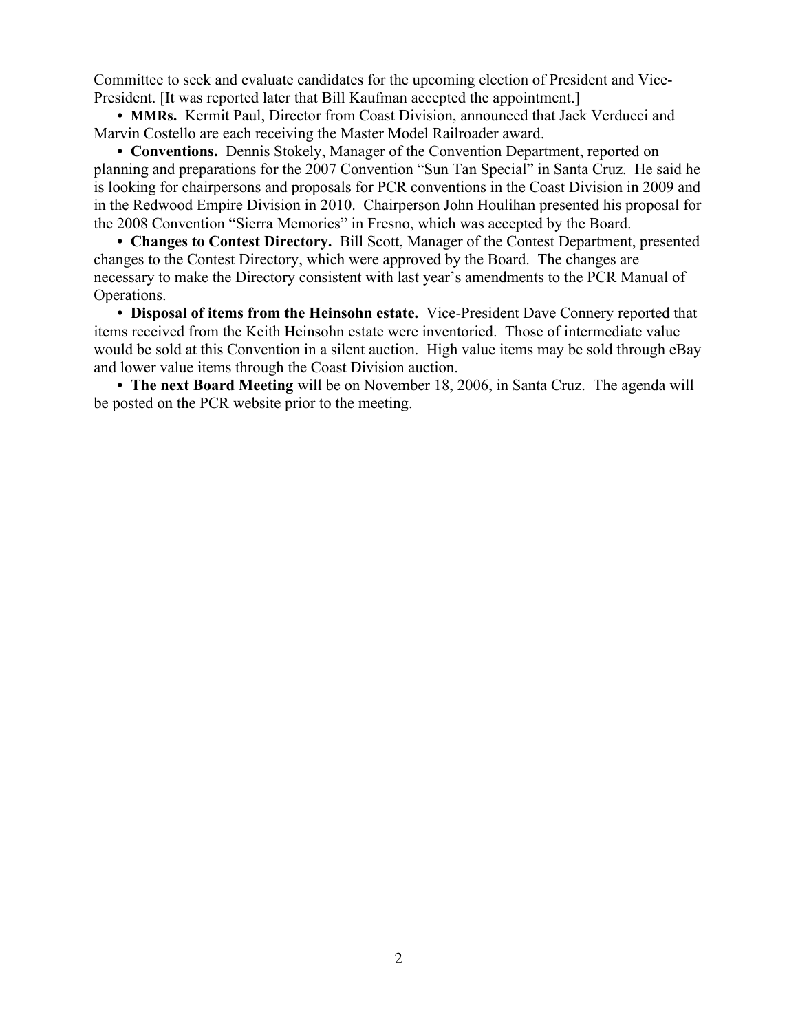Committee to seek and evaluate candidates for the upcoming election of President and Vice-President. [It was reported later that Bill Kaufman accepted the appointment.]

- **MMRs.** Kermit Paul, Director from Coast Division, announced that Jack Verducci and Marvin Costello are each receiving the Master Model Railroader award.
- **Conventions.** Dennis Stokely, Manager of the Convention Department, reported on planning and preparations for the 2007 Convention "Sun Tan Special" in Santa Cruz. He said he is looking for chairpersons and proposals for PCR conventions in the Coast Division in 2009 and in the Redwood Empire Division in 2010. Chairperson John Houlihan presented his proposal for the 2008 Convention "Sierra Memories" in Fresno, which was accepted by the Board.
- **Changes to Contest Directory.** Bill Scott, Manager of the Contest Department, presented changes to the Contest Directory, which were approved by the Board. The changes are necessary to make the Directory consistent with last year's amendments to the PCR Manual of Operations.
- **Disposal of items from the Heinsohn estate.** Vice-President Dave Connery reported that items received from the Keith Heinsohn estate were inventoried. Those of intermediate value would be sold at this Convention in a silent auction. High value items may be sold through eBay and lower value items through the Coast Division auction.
- **The next Board Meeting** will be on November 18, 2006, in Santa Cruz. The agenda will be posted on the PCR website prior to the meeting.